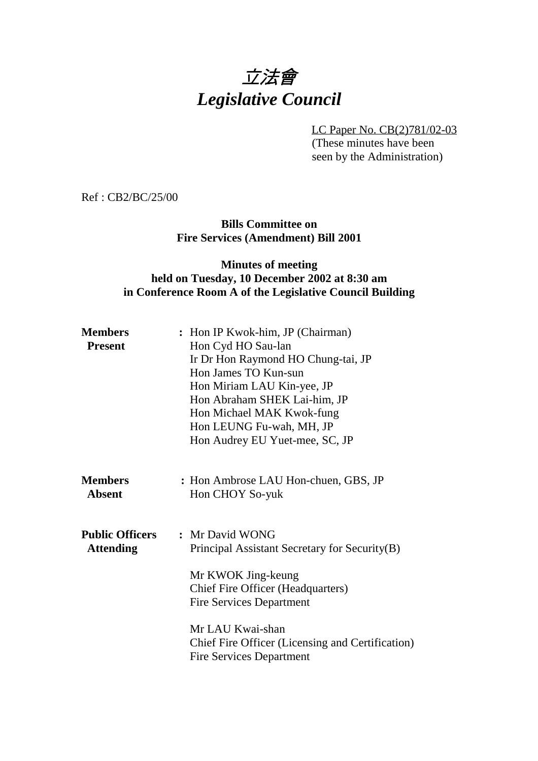# *立法會*
# *Legislative Council*

LC Paper No. CB(2)781/02-03
(These minutes have been seen by the Administration)

Ref : CB2/BC/25/00

**Bills Committee on**
**Fire Services (Amendment) Bill 2001**

**Minutes of meeting**
**held on Tuesday, 10 December 2002 at 8:30 am**
**in Conference Room A of the Legislative Council Building**

**Members Present** : Hon IP Kwok-him, JP (Chairman)
Hon Cyd HO Sau-lan
Ir Dr Hon Raymond HO Chung-tai, JP
Hon James TO Kun-sun
Hon Miriam LAU Kin-yee, JP
Hon Abraham SHEK Lai-him, JP
Hon Michael MAK Kwok-fung
Hon LEUNG Fu-wah, MH, JP
Hon Audrey EU Yuet-mee, SC, JP

**Members Absent** : Hon Ambrose LAU Hon-chuen, GBS, JP
Hon CHOY So-yuk

**Public Officers Attending** : Mr David WONG
Principal Assistant Secretary for Security(B)

Mr KWOK Jing-keung
Chief Fire Officer (Headquarters)
Fire Services Department

Mr LAU Kwai-shan
Chief Fire Officer (Licensing and Certification)
Fire Services Department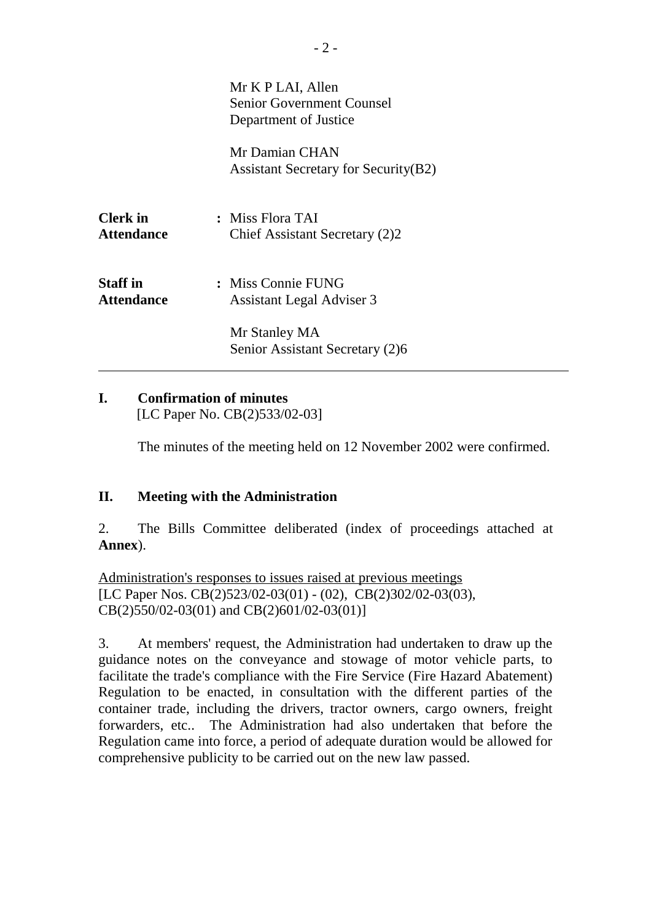Mr K P LAI, Allen
Senior Government Counsel
Department of Justice

Mr Damian CHAN
Assistant Secretary for Security(B2)

| | | |
|---|---|---|
| **Clerk in Attendance** | : | Miss Flora TAI<br>Chief Assistant Secretary (2)2 |
| **Staff in Attendance** | : | Miss Connie FUNG<br>Assistant Legal Adviser 3<br><br>Mr Stanley MA<br>Senior Assistant Secretary (2)6 |

---

## I. Confirmation of minutes

[LC Paper No. CB(2)533/02-03]

The minutes of the meeting held on 12 November 2002 were confirmed.

## II. Meeting with the Administration

2. The Bills Committee deliberated (index of proceedings attached at **Annex**).

<u>Administration's responses to issues raised at previous meetings</u>
[LC Paper Nos. CB(2)523/02-03(01) - (02), CB(2)302/02-03(03), CB(2)550/02-03(01) and CB(2)601/02-03(01)]

3. At members' request, the Administration had undertaken to draw up the guidance notes on the conveyance and stowage of motor vehicle parts, to facilitate the trade's compliance with the Fire Service (Fire Hazard Abatement) Regulation to be enacted, in consultation with the different parties of the container trade, including the drivers, tractor owners, cargo owners, freight forwarders, etc.. The Administration had also undertaken that before the Regulation came into force, a period of adequate duration would be allowed for comprehensive publicity to be carried out on the new law passed.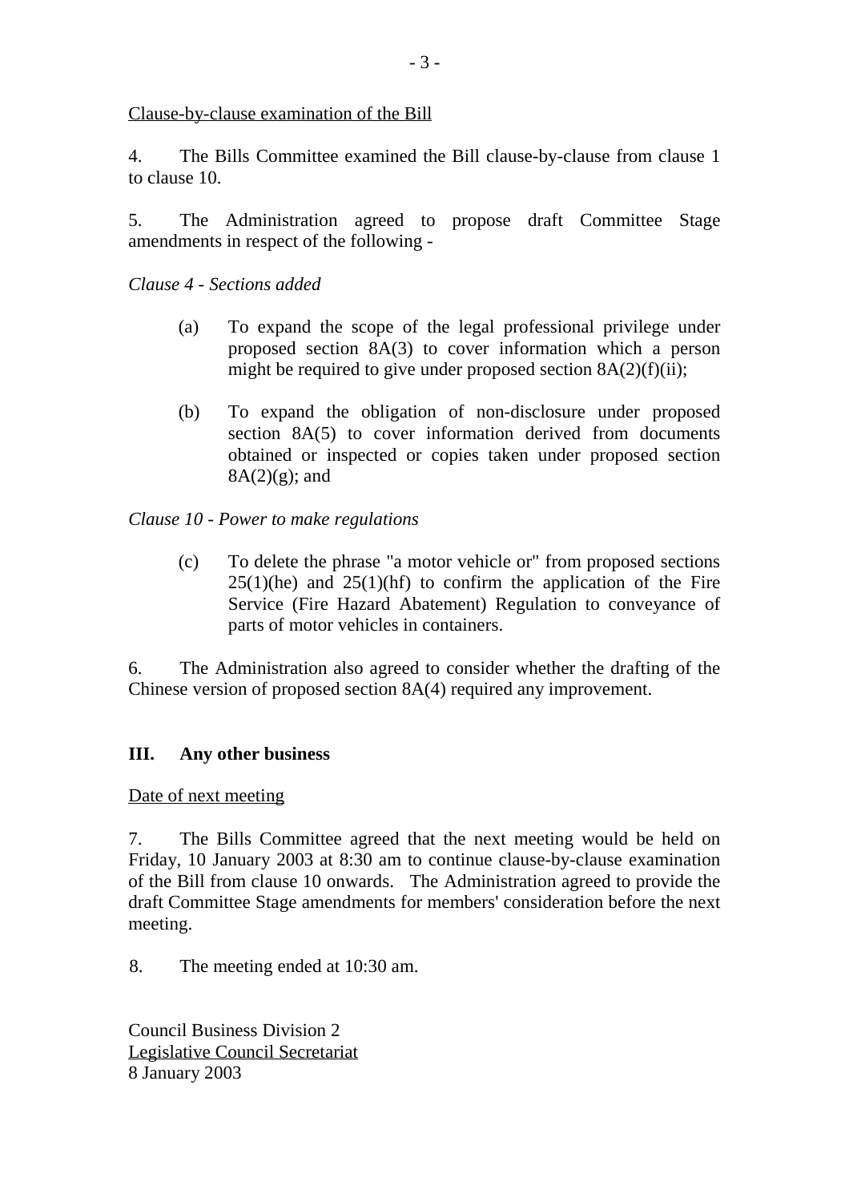<u>Clause-by-clause examination of the Bill</u>

4. The Bills Committee examined the Bill clause-by-clause from clause 1 to clause 10.

5. The Administration agreed to propose draft Committee Stage amendments in respect of the following -

*Clause 4 - Sections added*

(a) To expand the scope of the legal professional privilege under proposed section 8A(3) to cover information which a person might be required to give under proposed section 8A(2)(f)(ii);

(b) To expand the obligation of non-disclosure under proposed section 8A(5) to cover information derived from documents obtained or inspected or copies taken under proposed section 8A(2)(g); and

*Clause 10 - Power to make regulations*

(c) To delete the phrase "a motor vehicle or" from proposed sections 25(1)(he) and 25(1)(hf) to confirm the application of the Fire Service (Fire Hazard Abatement) Regulation to conveyance of parts of motor vehicles in containers.

6. The Administration also agreed to consider whether the drafting of the Chinese version of proposed section 8A(4) required any improvement.

## III. Any other business

<u>Date of next meeting</u>

7. The Bills Committee agreed that the next meeting would be held on Friday, 10 January 2003 at 8:30 am to continue clause-by-clause examination of the Bill from clause 10 onwards. The Administration agreed to provide the draft Committee Stage amendments for members' consideration before the next meeting.

8. The meeting ended at 10:30 am.

Council Business Division 2
<u>Legislative Council Secretariat</u>
8 January 2003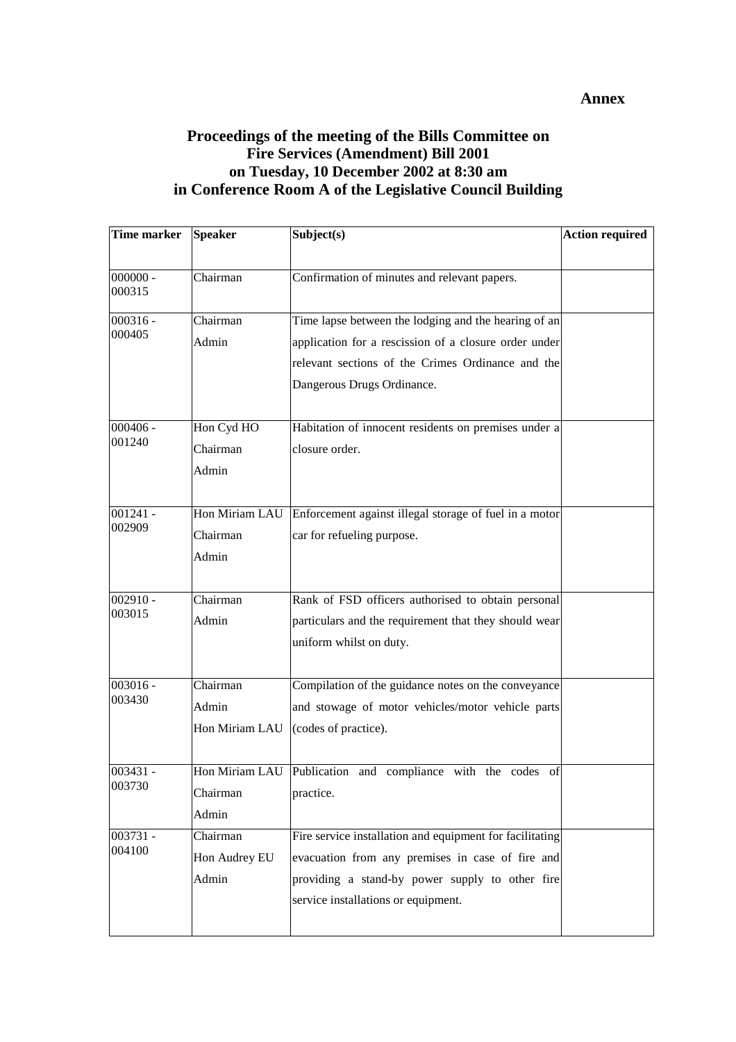**Annex**

# Proceedings of the meeting of the Bills Committee on Fire Services (Amendment) Bill 2001 on Tuesday, 10 December 2002 at 8:30 am in Conference Room A of the Legislative Council Building

| Time marker | Speaker | Subject(s) | Action required |
|---|---|---|---|
| 000000 - 000315 | Chairman | Confirmation of minutes and relevant papers. | |
| 000316 - 000405 | Chairman<br>Admin | Time lapse between the lodging and the hearing of an application for a rescission of a closure order under relevant sections of the Crimes Ordinance and the Dangerous Drugs Ordinance. | |
| 000406 - 001240 | Hon Cyd HO<br>Chairman<br>Admin | Habitation of innocent residents on premises under a closure order. | |
| 001241 - 002909 | Hon Miriam LAU<br>Chairman<br>Admin | Enforcement against illegal storage of fuel in a motor car for refueling purpose. | |
| 002910 - 003015 | Chairman<br>Admin | Rank of FSD officers authorised to obtain personal particulars and the requirement that they should wear uniform whilst on duty. | |
| 003016 - 003430 | Chairman<br>Admin<br>Hon Miriam LAU | Compilation of the guidance notes on the conveyance and stowage of motor vehicles/motor vehicle parts (codes of practice). | |
| 003431 - 003730 | Hon Miriam LAU<br>Chairman<br>Admin | Publication and compliance with the codes of practice. | |
| 003731 - 004100 | Chairman<br>Hon Audrey EU<br>Admin | Fire service installation and equipment for facilitating evacuation from any premises in case of fire and providing a stand-by power supply to other fire service installations or equipment. | |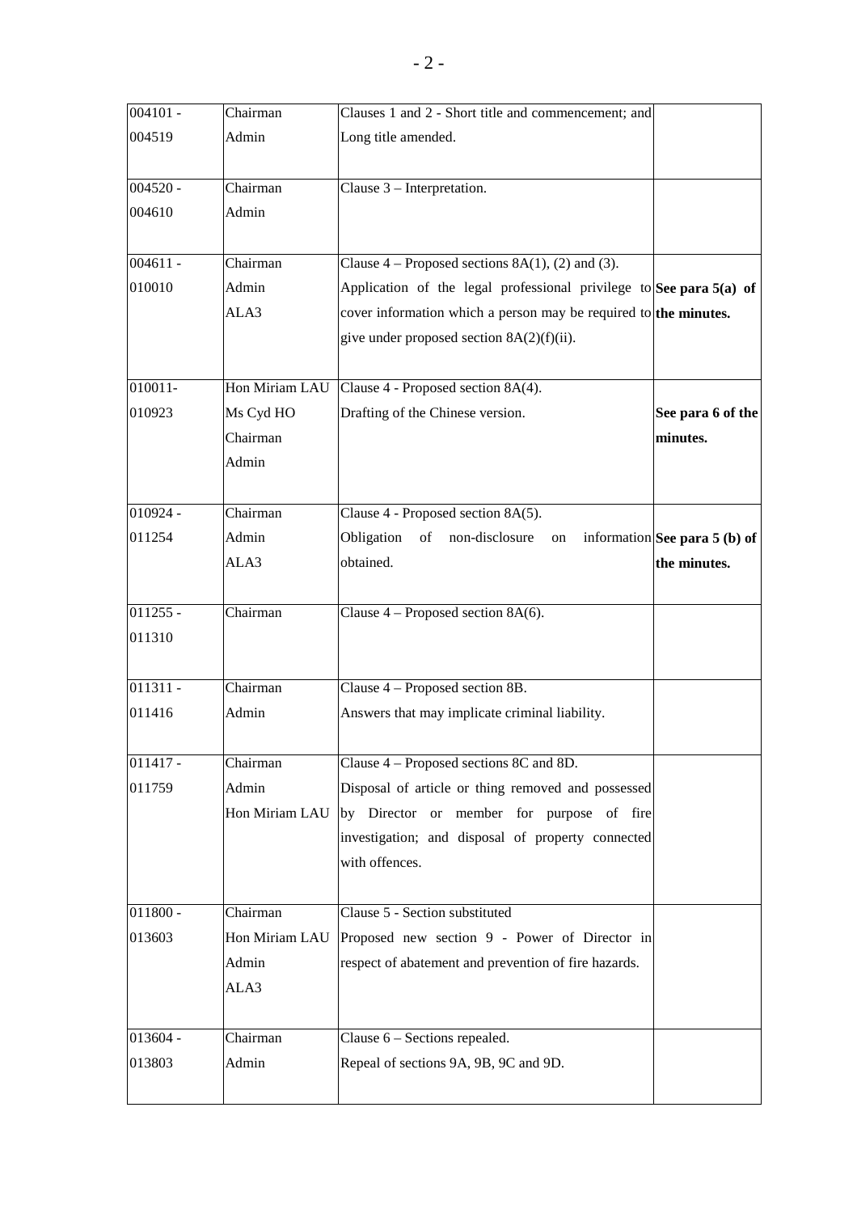| | | | |
|---|---|---|---|
| 004101 - 004519 | Chairman<br>Admin | Clauses 1 and 2 - Short title and commencement; and Long title amended. | |
| 004520 - 004610 | Chairman<br>Admin | Clause 3 – Interpretation. | |
| 004611 - 010010 | Chairman<br>Admin<br>ALA3 | Clause 4 – Proposed sections 8A(1), (2) and (3).<br>Application of the legal professional privilege to cover information which a person may be required to give under proposed section 8A(2)(f)(ii). | **See para 5(a) of the minutes.** |
| 010011- 010923 | Hon Miriam LAU<br>Ms Cyd HO<br>Chairman<br>Admin | Clause 4 - Proposed section 8A(4).<br>Drafting of the Chinese version. | **See para 6 of the minutes.** |
| 010924 - 011254 | Chairman<br>Admin<br>ALA3 | Clause 4 - Proposed section 8A(5).<br>Obligation of non-disclosure on information obtained. | **See para 5 (b) of the minutes.** |
| 011255 - 011310 | Chairman | Clause 4 – Proposed section 8A(6). | |
| 011311 - 011416 | Chairman<br>Admin | Clause 4 – Proposed section 8B.<br>Answers that may implicate criminal liability. | |
| 011417 - 011759 | Chairman<br>Admin<br>Hon Miriam LAU | Clause 4 – Proposed sections 8C and 8D.<br>Disposal of article or thing removed and possessed by Director or member for purpose of fire investigation; and disposal of property connected with offences. | |
| 011800 - 013603 | Chairman<br>Hon Miriam LAU<br>Admin<br>ALA3 | Clause 5 - Section substituted<br>Proposed new section 9 - Power of Director in respect of abatement and prevention of fire hazards. | |
| 013604 - 013803 | Chairman<br>Admin | Clause 6 – Sections repealed.<br>Repeal of sections 9A, 9B, 9C and 9D. | |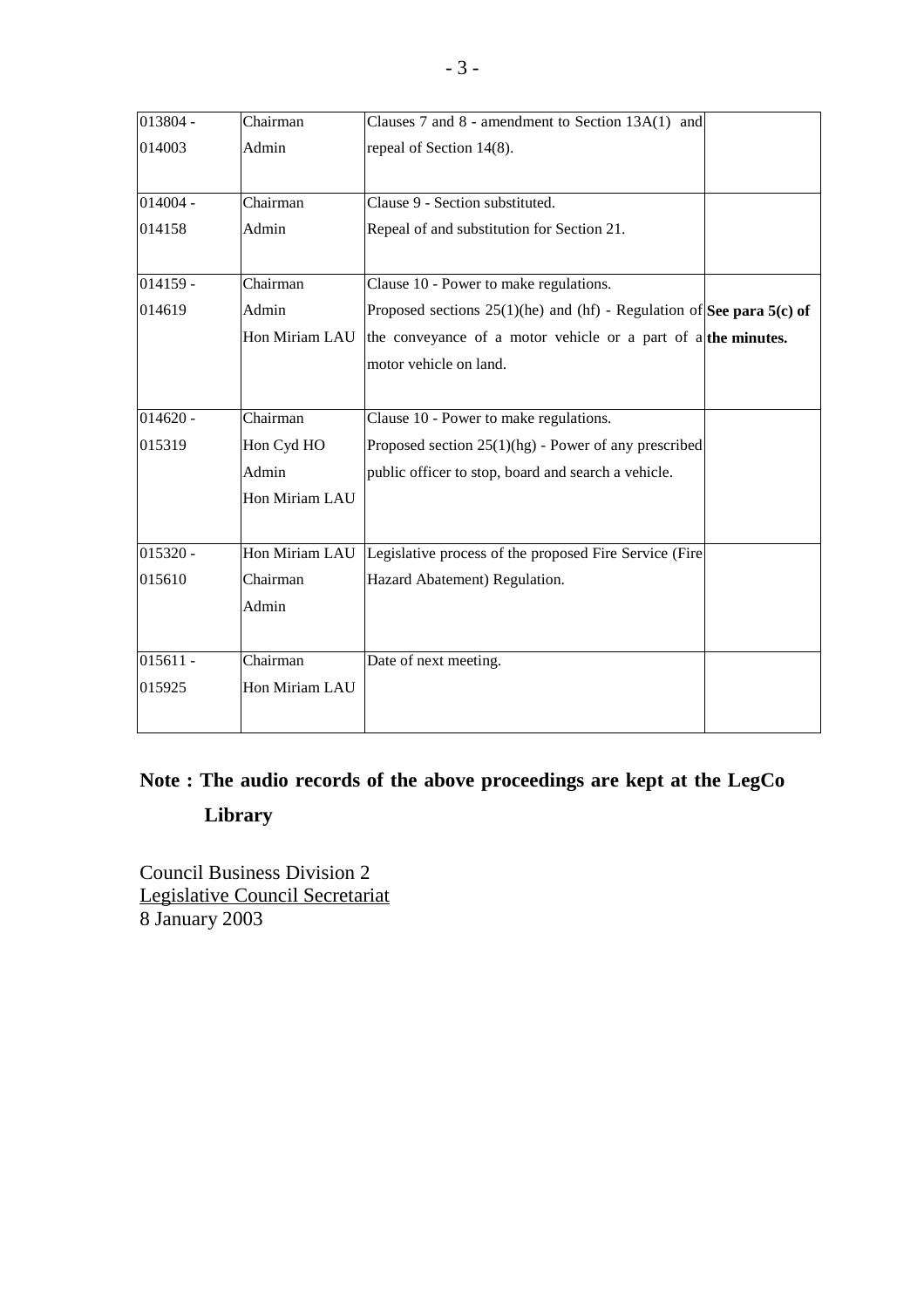| | | | |
|---|---|---|---|
| 013804 - 014003 | Chairman<br>Admin | Clauses 7 and 8 - amendment to Section 13A(1) and repeal of Section 14(8). | |
| 014004 - 014158 | Chairman<br>Admin | Clause 9 - Section substituted.<br>Repeal of and substitution for Section 21. | |
| 014159 - 014619 | Chairman<br>Admin<br>Hon Miriam LAU | Clause 10 - Power to make regulations.<br>Proposed sections 25(1)(he) and (hf) - Regulation of the conveyance of a motor vehicle or a part of a motor vehicle on land. | **See para 5(c) of the minutes.** |
| 014620 - 015319 | Chairman<br>Hon Cyd HO<br>Admin<br>Hon Miriam LAU | Clause 10 - Power to make regulations.<br>Proposed section 25(1)(hg) - Power of any prescribed public officer to stop, board and search a vehicle. | |
| 015320 - 015610 | Hon Miriam LAU<br>Chairman<br>Admin | Legislative process of the proposed Fire Service (Fire Hazard Abatement) Regulation. | |
| 015611 - 015925 | Chairman<br>Hon Miriam LAU | Date of next meeting. | |

**Note : The audio records of the above proceedings are kept at the LegCo Library**

Council Business Division 2
Legislative Council Secretariat
8 January 2003